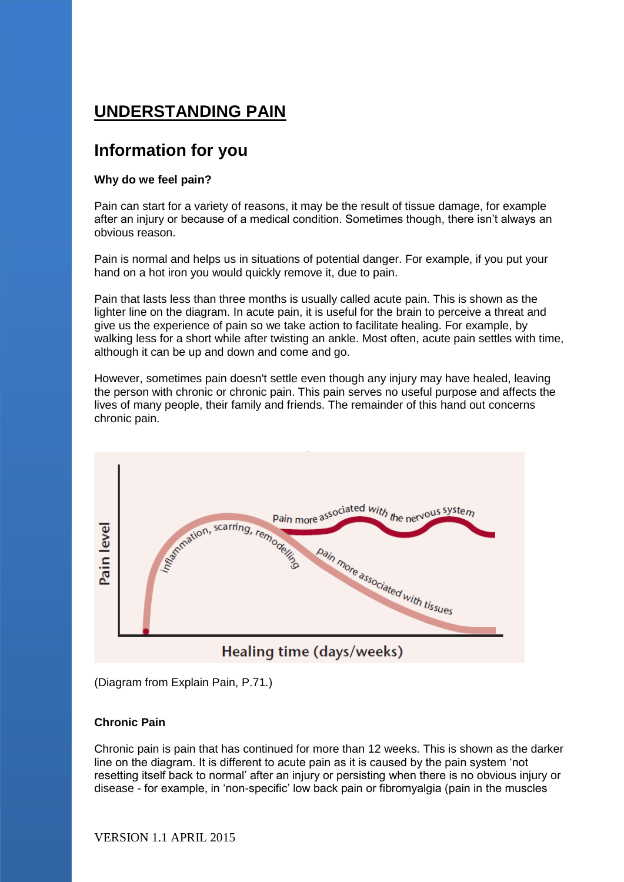# UNDERSTANDING PAIN

## Information for you

**Why do we feel pain?**

Pain can start for a variety of reasons, it may be the result of tissue damage, for example after an injury or because of a medical condition. Sometimes though, there isn't always an obvious reason.

Pain is normal and helps us in situations of potential danger. For example, if you put your hand on a hot iron you would quickly remove it, due to pain.

Pain that lasts less than three months is usually called acute pain. This is shown as the lighter line on the diagram. In acute pain, it is useful for the brain to perceive a threat and give us the experience of pain so we take action to facilitate healing. For example, by walking less for a short while after twisting an ankle. Most often, acute pain settles with time, although it can be up and down and come and go.

However, sometimes pain doesn't settle even though any injury may have healed, leaving the person with chronic or chronic pain. This pain serves no useful purpose and affects the lives of many people, their family and friends. The remainder of this hand out concerns chronic pain.

(Diagram from Explain Pain, P.71.)

**Chronic Pain**

Chronic pain is pain that has continued for more than 12 weeks. This is shown as the darker line on the diagram. It is different to acute pain as it is caused by the pain system 'not resetting itself back to normal' after an injury or persisting when there is no obvious injury or disease - for example, in 'non-specific' low back pain or fibromyalgia (pain in the muscles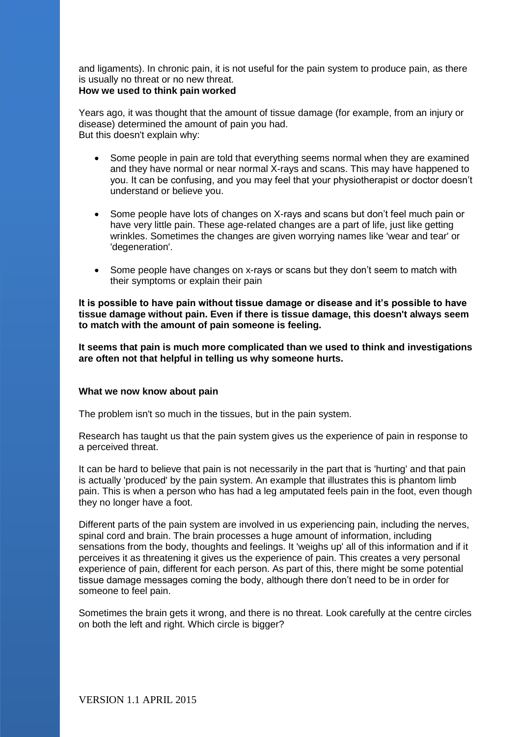and ligaments). In chronic pain, it is not useful for the pain system to produce pain, as there is usually no threat or no new threat.

**How we used to think pain worked**

Years ago, it was thought that the amount of tissue damage (for example, from an injury or disease) determined the amount of pain you had.
But this doesn't explain why:

- Some people in pain are told that everything seems normal when they are examined and they have normal or near normal X-rays and scans. This may have happened to you. It can be confusing, and you may feel that your physiotherapist or doctor doesn't understand or believe you.
- Some people have lots of changes on X-rays and scans but don't feel much pain or have very little pain. These age-related changes are a part of life, just like getting wrinkles. Sometimes the changes are given worrying names like 'wear and tear' or 'degeneration'.
- Some people have changes on x-rays or scans but they don't seem to match with their symptoms or explain their pain

**It is possible to have pain without tissue damage or disease and it's possible to have tissue damage without pain. Even if there is tissue damage, this doesn't always seem to match with the amount of pain someone is feeling.**

**It seems that pain is much more complicated than we used to think and investigations are often not that helpful in telling us why someone hurts.**

**What we now know about pain**

The problem isn't so much in the tissues, but in the pain system.

Research has taught us that the pain system gives us the experience of pain in response to a perceived threat.

It can be hard to believe that pain is not necessarily in the part that is 'hurting' and that pain is actually 'produced' by the pain system. An example that illustrates this is phantom limb pain. This is when a person who has had a leg amputated feels pain in the foot, even though they no longer have a foot.

Different parts of the pain system are involved in us experiencing pain, including the nerves, spinal cord and brain. The brain processes a huge amount of information, including sensations from the body, thoughts and feelings. It 'weighs up' all of this information and if it perceives it as threatening it gives us the experience of pain. This creates a very personal experience of pain, different for each person. As part of this, there might be some potential tissue damage messages coming the body, although there don't need to be in order for someone to feel pain.

Sometimes the brain gets it wrong, and there is no threat. Look carefully at the centre circles on both the left and right. Which circle is bigger?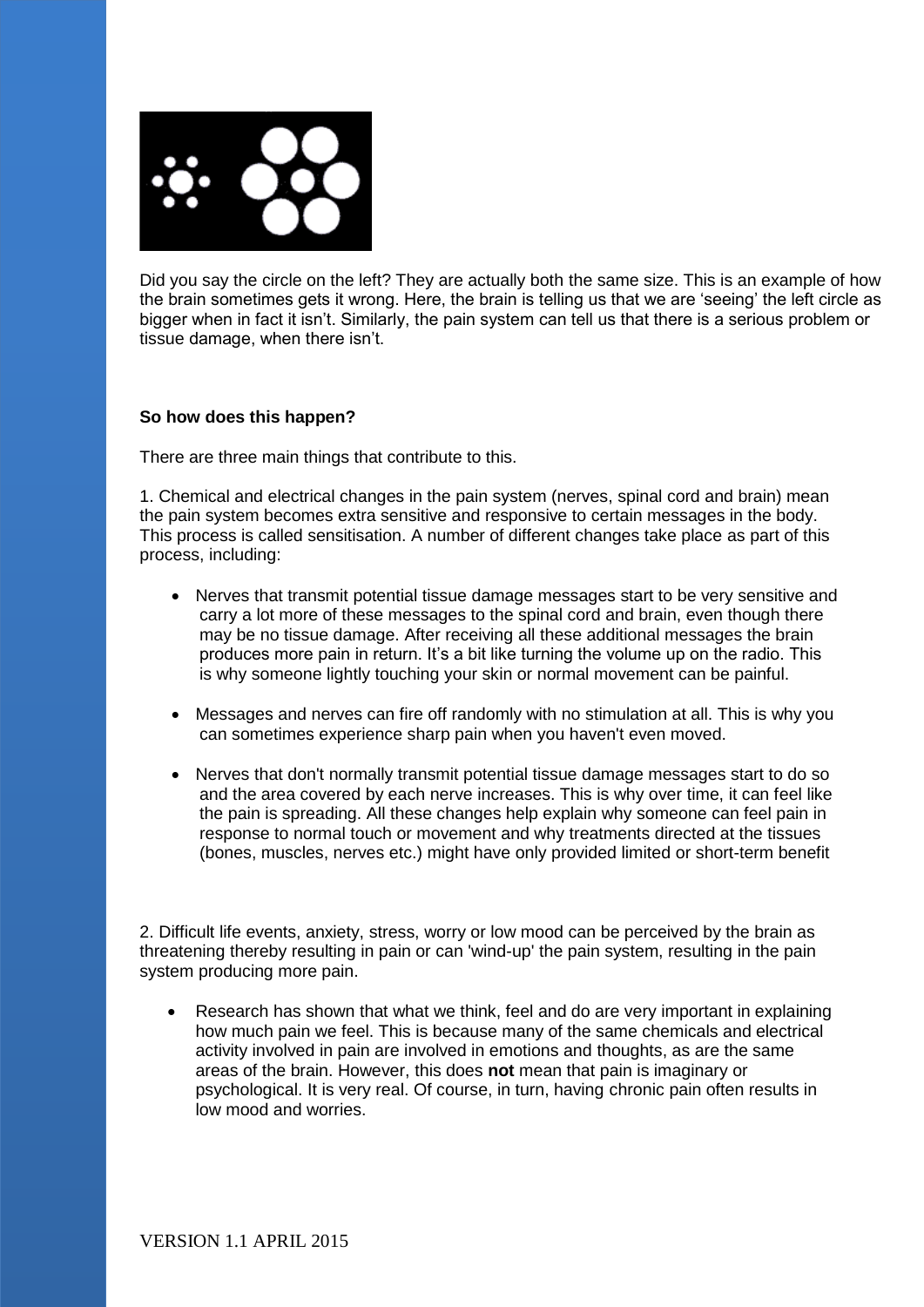Did you say the circle on the left? They are actually both the same size. This is an example of how the brain sometimes gets it wrong. Here, the brain is telling us that we are 'seeing' the left circle as bigger when in fact it isn't. Similarly, the pain system can tell us that there is a serious problem or tissue damage, when there isn't.

**So how does this happen?**

There are three main things that contribute to this.

1. Chemical and electrical changes in the pain system (nerves, spinal cord and brain) mean the pain system becomes extra sensitive and responsive to certain messages in the body. This process is called sensitisation. A number of different changes take place as part of this process, including:

    - Nerves that transmit potential tissue damage messages start to be very sensitive and carry a lot more of these messages to the spinal cord and brain, even though there may be no tissue damage. After receiving all these additional messages the brain produces more pain in return. It's a bit like turning the volume up on the radio. This is why someone lightly touching your skin or normal movement can be painful.
    - Messages and nerves can fire off randomly with no stimulation at all. This is why you can sometimes experience sharp pain when you haven't even moved.
    - Nerves that don't normally transmit potential tissue damage messages start to do so and the area covered by each nerve increases. This is why over time, it can feel like the pain is spreading. All these changes help explain why someone can feel pain in response to normal touch or movement and why treatments directed at the tissues (bones, muscles, nerves etc.) might have only provided limited or short-term benefit

2. Difficult life events, anxiety, stress, worry or low mood can be perceived by the brain as threatening thereby resulting in pain or can 'wind-up' the pain system, resulting in the pain system producing more pain.

    - Research has shown that what we think, feel and do are very important in explaining how much pain we feel. This is because many of the same chemicals and electrical activity involved in pain are involved in emotions and thoughts, as are the same areas of the brain. However, this does **not** mean that pain is imaginary or psychological. It is very real. Of course, in turn, having chronic pain often results in low mood and worries.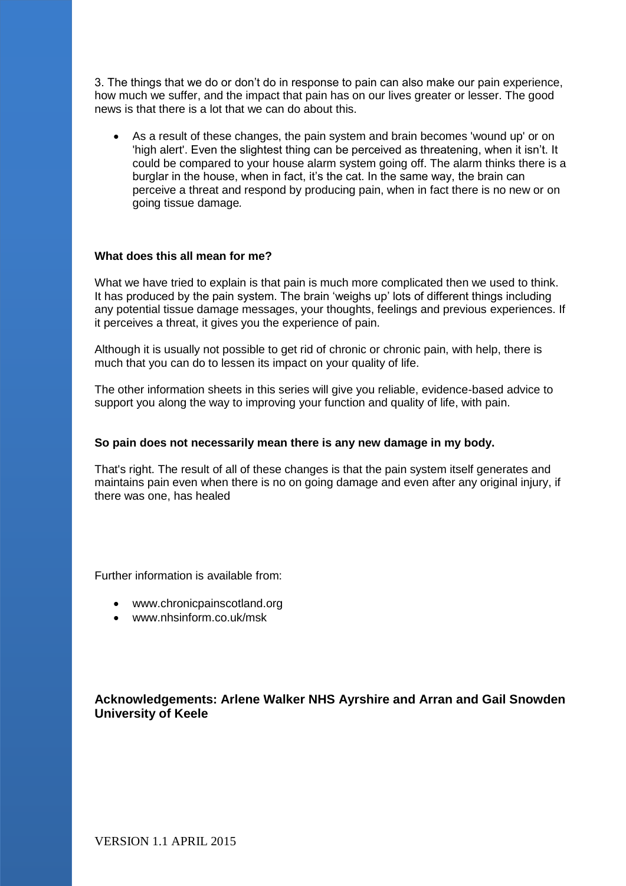3. The things that we do or don't do in response to pain can also make our pain experience, how much we suffer, and the impact that pain has on our lives greater or lesser. The good news is that there is a lot that we can do about this.

- As a result of these changes, the pain system and brain becomes 'wound up' or on 'high alert'. Even the slightest thing can be perceived as threatening, when it isn't. It could be compared to your house alarm system going off. The alarm thinks there is a burglar in the house, when in fact, it's the cat. In the same way, the brain can perceive a threat and respond by producing pain, when in fact there is no new or on going tissue damage.

**What does this all mean for me?**

What we have tried to explain is that pain is much more complicated then we used to think. It has produced by the pain system. The brain 'weighs up' lots of different things including any potential tissue damage messages, your thoughts, feelings and previous experiences. If it perceives a threat, it gives you the experience of pain.

Although it is usually not possible to get rid of chronic or chronic pain, with help, there is much that you can do to lessen its impact on your quality of life.

The other information sheets in this series will give you reliable, evidence-based advice to support you along the way to improving your function and quality of life, with pain.

**So pain does not necessarily mean there is any new damage in my body.**

That's right. The result of all of these changes is that the pain system itself generates and maintains pain even when there is no on going damage and even after any original injury, if there was one, has healed

Further information is available from:

- www.chronicpainscotland.org
- www.nhsinform.co.uk/msk

**Acknowledgements: Arlene Walker NHS Ayrshire and Arran and Gail Snowden University of Keele**

VERSION 1.1 APRIL 2015